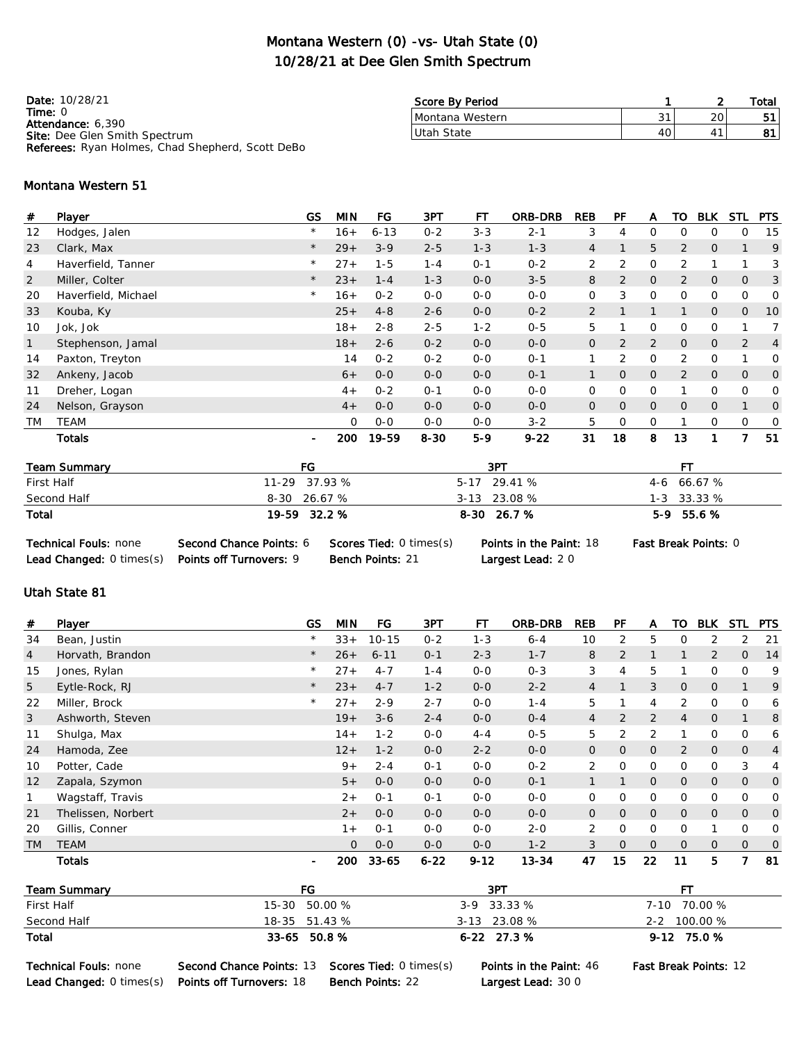# Montana Western (0) -vs- Utah State (0)
## 10/28/21 at Dee Glen Smith Spectrum

**Date:** 10/28/21
**Time:** 0
**Attendance:** 6,390
**Site:** Dee Glen Smith Spectrum
**Referees:** Ryan Holmes, Chad Shepherd, Scott DeBo

| Score By Period | 1 | 2 | Total |
|---|---|---|---|
| Montana Western | 31 | 20 | 51 |
| Utah State | 40 | 41 | 81 |

### Montana Western 51

| # | Player | GS | MIN | FG | 3PT | FT | ORB-DRB | REB | PF | A | TO | BLK | STL | PTS |
|---|---|---|---|---|---|---|---|---|---|---|---|---|---|---|
| 12 | Hodges, Jalen | * | 16+ | 6-13 | 0-2 | 3-3 | 2-1 | 3 | 4 | 0 | 0 | 0 | 0 | 15 |
| 23 | Clark, Max | * | 29+ | 3-9 | 2-5 | 1-3 | 1-3 | 4 | 1 | 5 | 2 | 0 | 1 | 9 |
| 4 | Haverfield, Tanner | * | 27+ | 1-5 | 1-4 | 0-1 | 0-2 | 2 | 2 | 0 | 2 | 1 | 1 | 3 |
| 2 | Miller, Colter | * | 23+ | 1-4 | 1-3 | 0-0 | 3-5 | 8 | 2 | 0 | 2 | 0 | 0 | 3 |
| 20 | Haverfield, Michael | * | 16+ | 0-2 | 0-0 | 0-0 | 0-0 | 0 | 3 | 0 | 0 | 0 | 0 | 0 |
| 33 | Kouba, Ky | | 25+ | 4-8 | 2-6 | 0-0 | 0-2 | 2 | 1 | 1 | 1 | 0 | 0 | 10 |
| 10 | Jok, Jok | | 18+ | 2-8 | 2-5 | 1-2 | 0-5 | 5 | 1 | 0 | 0 | 0 | 1 | 7 |
| 1 | Stephenson, Jamal | | 18+ | 2-6 | 0-2 | 0-0 | 0-0 | 0 | 2 | 2 | 0 | 0 | 2 | 4 |
| 14 | Paxton, Treyton | | 14 | 0-2 | 0-2 | 0-0 | 0-1 | 1 | 2 | 0 | 2 | 0 | 1 | 0 |
| 32 | Ankeny, Jacob | | 6+ | 0-0 | 0-0 | 0-0 | 0-1 | 1 | 0 | 0 | 2 | 0 | 0 | 0 |
| 11 | Dreher, Logan | | 4+ | 0-2 | 0-1 | 0-0 | 0-0 | 0 | 0 | 0 | 1 | 0 | 0 | 0 |
| 24 | Nelson, Grayson | | 4+ | 0-0 | 0-0 | 0-0 | 0-0 | 0 | 0 | 0 | 0 | 0 | 1 | 0 |
| TM | TEAM | | 0 | 0-0 | 0-0 | 0-0 | 3-2 | 5 | 0 | 0 | 1 | 0 | 0 | 0 |
| | **Totals** | - | **200** | **19-59** | **8-30** | **5-9** | **9-22** | **31** | **18** | **8** | **13** | **1** | **7** | **51** |

| Team Summary | FG | 3PT | FT |
|---|---|---|---|
| First Half | 11-29 37.93 % | 5-17 29.41 % | 4-6 66.67 % |
| Second Half | 8-30 26.67 % | 3-13 23.08 % | 1-3 33.33 % |
| **Total** | **19-59 32.2 %** | **8-30 26.7 %** | **5-9 55.6 %** |

**Technical Fouls:** none | **Second Chance Points:** 6 | **Scores Tied:** 0 times(s) | **Points in the Paint:** 18 | **Fast Break Points:** 0
**Lead Changed:** 0 times(s) | **Points off Turnovers:** 9 | **Bench Points:** 21 | **Largest Lead:** 2 0

### Utah State 81

| # | Player | GS | MIN | FG | 3PT | FT | ORB-DRB | REB | PF | A | TO | BLK | STL | PTS |
|---|---|---|---|---|---|---|---|---|---|---|---|---|---|---|
| 34 | Bean, Justin | * | 33+ | 10-15 | 0-2 | 1-3 | 6-4 | 10 | 2 | 5 | 0 | 2 | 2 | 21 |
| 4 | Horvath, Brandon | * | 26+ | 6-11 | 0-1 | 2-3 | 1-7 | 8 | 2 | 1 | 1 | 2 | 0 | 14 |
| 15 | Jones, Rylan | * | 27+ | 4-7 | 1-4 | 0-0 | 0-3 | 3 | 4 | 5 | 1 | 0 | 0 | 9 |
| 5 | Eytle-Rock, RJ | * | 23+ | 4-7 | 1-2 | 0-0 | 2-2 | 4 | 1 | 3 | 0 | 0 | 1 | 9 |
| 22 | Miller, Brock | * | 27+ | 2-9 | 2-7 | 0-0 | 1-4 | 5 | 1 | 4 | 2 | 0 | 0 | 6 |
| 3 | Ashworth, Steven | | 19+ | 3-6 | 2-4 | 0-0 | 0-4 | 4 | 2 | 2 | 4 | 0 | 1 | 8 |
| 11 | Shulga, Max | | 14+ | 1-2 | 0-0 | 4-4 | 0-5 | 5 | 2 | 2 | 1 | 0 | 0 | 6 |
| 24 | Hamoda, Zee | | 12+ | 1-2 | 0-0 | 2-2 | 0-0 | 0 | 0 | 0 | 2 | 0 | 0 | 4 |
| 10 | Potter, Cade | | 9+ | 2-4 | 0-1 | 0-0 | 0-2 | 2 | 0 | 0 | 0 | 0 | 3 | 4 |
| 12 | Zapala, Szymon | | 5+ | 0-0 | 0-0 | 0-0 | 0-1 | 1 | 1 | 0 | 0 | 0 | 0 | 0 |
| 1 | Wagstaff, Travis | | 2+ | 0-1 | 0-1 | 0-0 | 0-0 | 0 | 0 | 0 | 0 | 0 | 0 | 0 |
| 21 | Thelissen, Norbert | | 2+ | 0-0 | 0-0 | 0-0 | 0-0 | 0 | 0 | 0 | 0 | 0 | 0 | 0 |
| 20 | Gillis, Conner | | 1+ | 0-1 | 0-0 | 0-0 | 2-0 | 2 | 0 | 0 | 0 | 1 | 0 | 0 |
| TM | TEAM | | 0 | 0-0 | 0-0 | 0-0 | 1-2 | 3 | 0 | 0 | 0 | 0 | 0 | 0 |
| | **Totals** | - | **200** | **33-65** | **6-22** | **9-12** | **13-34** | **47** | **15** | **22** | **11** | **5** | **7** | **81** |

| Team Summary | FG | 3PT | FT |
|---|---|---|---|
| First Half | 15-30 50.00 % | 3-9 33.33 % | 7-10 70.00 % |
| Second Half | 18-35 51.43 % | 3-13 23.08 % | 2-2 100.00 % |
| **Total** | **33-65 50.8 %** | **6-22 27.3 %** | **9-12 75.0 %** |

**Technical Fouls:** none | **Second Chance Points:** 13 | **Scores Tied:** 0 times(s) | **Points in the Paint:** 46 | **Fast Break Points:** 12
**Lead Changed:** 0 times(s) | **Points off Turnovers:** 18 | **Bench Points:** 22 | **Largest Lead:** 30 0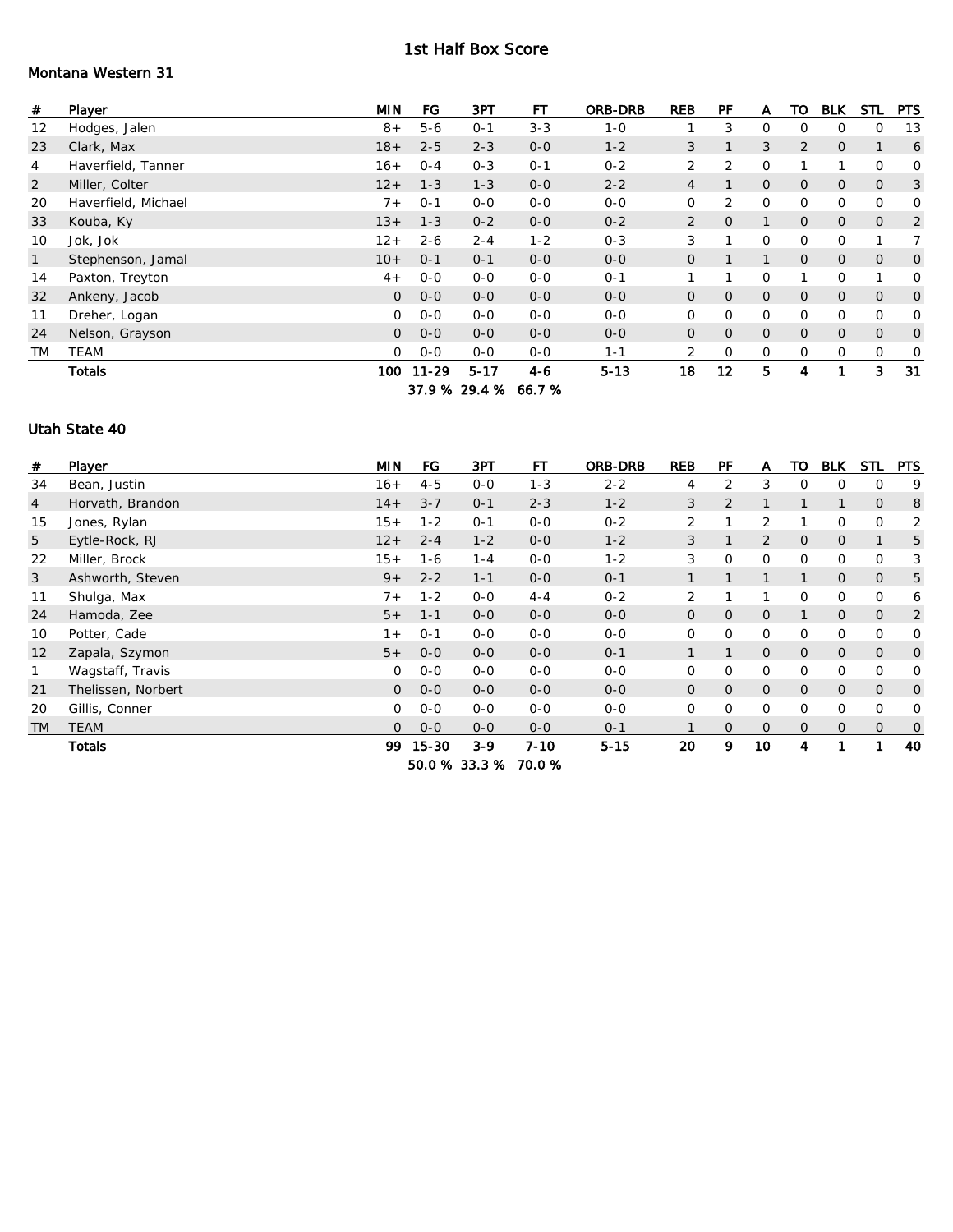# 1st Half Box Score

## Montana Western 31

| # | Player | MIN | FG | 3PT | FT | ORB-DRB | REB | PF | A | TO | BLK | STL | PTS |
|---|---|---|---|---|---|---|---|---|---|---|---|---|---|
| 12 | Hodges, Jalen | 8+ | 5-6 | 0-1 | 3-3 | 1-0 | 1 | 3 | 0 | 0 | 0 | 0 | 13 |
| 23 | Clark, Max | 18+ | 2-5 | 2-3 | 0-0 | 1-2 | 3 | 1 | 3 | 2 | 0 | 1 | 6 |
| 4 | Haverfield, Tanner | 16+ | 0-4 | 0-3 | 0-1 | 0-2 | 2 | 2 | 0 | 1 | 1 | 0 | 0 |
| 2 | Miller, Colter | 12+ | 1-3 | 1-3 | 0-0 | 2-2 | 4 | 1 | 0 | 0 | 0 | 0 | 3 |
| 20 | Haverfield, Michael | 7+ | 0-1 | 0-0 | 0-0 | 0-0 | 0 | 2 | 0 | 0 | 0 | 0 | 0 |
| 33 | Kouba, Ky | 13+ | 1-3 | 0-2 | 0-0 | 0-2 | 2 | 0 | 1 | 0 | 0 | 0 | 2 |
| 10 | Jok, Jok | 12+ | 2-6 | 2-4 | 1-2 | 0-3 | 3 | 1 | 0 | 0 | 0 | 1 | 7 |
| 1 | Stephenson, Jamal | 10+ | 0-1 | 0-1 | 0-0 | 0-0 | 0 | 1 | 1 | 0 | 0 | 0 | 0 |
| 14 | Paxton, Treyton | 4+ | 0-0 | 0-0 | 0-0 | 0-1 | 1 | 1 | 0 | 1 | 0 | 1 | 0 |
| 32 | Ankeny, Jacob | 0 | 0-0 | 0-0 | 0-0 | 0-0 | 0 | 0 | 0 | 0 | 0 | 0 | 0 |
| 11 | Dreher, Logan | 0 | 0-0 | 0-0 | 0-0 | 0-0 | 0 | 0 | 0 | 0 | 0 | 0 | 0 |
| 24 | Nelson, Grayson | 0 | 0-0 | 0-0 | 0-0 | 0-0 | 0 | 0 | 0 | 0 | 0 | 0 | 0 |
| TM | TEAM | 0 | 0-0 | 0-0 | 0-0 | 1-1 | 2 | 0 | 0 | 0 | 0 | 0 | 0 |
| | **Totals** | **100** | **11-29** | **5-17** | **4-6** | **5-13** | **18** | **12** | **5** | **4** | **1** | **3** | **31** |
| | | | **37.9 %** | **29.4 %** | **66.7 %** | | | | | | | | |

## Utah State 40

| # | Player | MIN | FG | 3PT | FT | ORB-DRB | REB | PF | A | TO | BLK | STL | PTS |
|---|---|---|---|---|---|---|---|---|---|---|---|---|---|
| 34 | Bean, Justin | 16+ | 4-5 | 0-0 | 1-3 | 2-2 | 4 | 2 | 3 | 0 | 0 | 0 | 9 |
| 4 | Horvath, Brandon | 14+ | 3-7 | 0-1 | 2-3 | 1-2 | 3 | 2 | 1 | 1 | 1 | 0 | 8 |
| 15 | Jones, Rylan | 15+ | 1-2 | 0-1 | 0-0 | 0-2 | 2 | 1 | 2 | 1 | 0 | 0 | 2 |
| 5 | Eytle-Rock, RJ | 12+ | 2-4 | 1-2 | 0-0 | 1-2 | 3 | 1 | 2 | 0 | 0 | 1 | 5 |
| 22 | Miller, Brock | 15+ | 1-6 | 1-4 | 0-0 | 1-2 | 3 | 0 | 0 | 0 | 0 | 0 | 3 |
| 3 | Ashworth, Steven | 9+ | 2-2 | 1-1 | 0-0 | 0-1 | 1 | 1 | 1 | 1 | 0 | 0 | 5 |
| 11 | Shulga, Max | 7+ | 1-2 | 0-0 | 4-4 | 0-2 | 2 | 1 | 1 | 0 | 0 | 0 | 6 |
| 24 | Hamoda, Zee | 5+ | 1-1 | 0-0 | 0-0 | 0-0 | 0 | 0 | 0 | 1 | 0 | 0 | 2 |
| 10 | Potter, Cade | 1+ | 0-1 | 0-0 | 0-0 | 0-0 | 0 | 0 | 0 | 0 | 0 | 0 | 0 |
| 12 | Zapala, Szymon | 5+ | 0-0 | 0-0 | 0-0 | 0-1 | 1 | 1 | 0 | 0 | 0 | 0 | 0 |
| 1 | Wagstaff, Travis | 0 | 0-0 | 0-0 | 0-0 | 0-0 | 0 | 0 | 0 | 0 | 0 | 0 | 0 |
| 21 | Thelissen, Norbert | 0 | 0-0 | 0-0 | 0-0 | 0-0 | 0 | 0 | 0 | 0 | 0 | 0 | 0 |
| 20 | Gillis, Conner | 0 | 0-0 | 0-0 | 0-0 | 0-0 | 0 | 0 | 0 | 0 | 0 | 0 | 0 |
| TM | TEAM | 0 | 0-0 | 0-0 | 0-0 | 0-1 | 1 | 0 | 0 | 0 | 0 | 0 | 0 |
| | **Totals** | **99** | **15-30** | **3-9** | **7-10** | **5-15** | **20** | **9** | **10** | **4** | **1** | **1** | **40** |
| | | | **50.0 %** | **33.3 %** | **70.0 %** | | | | | | | | |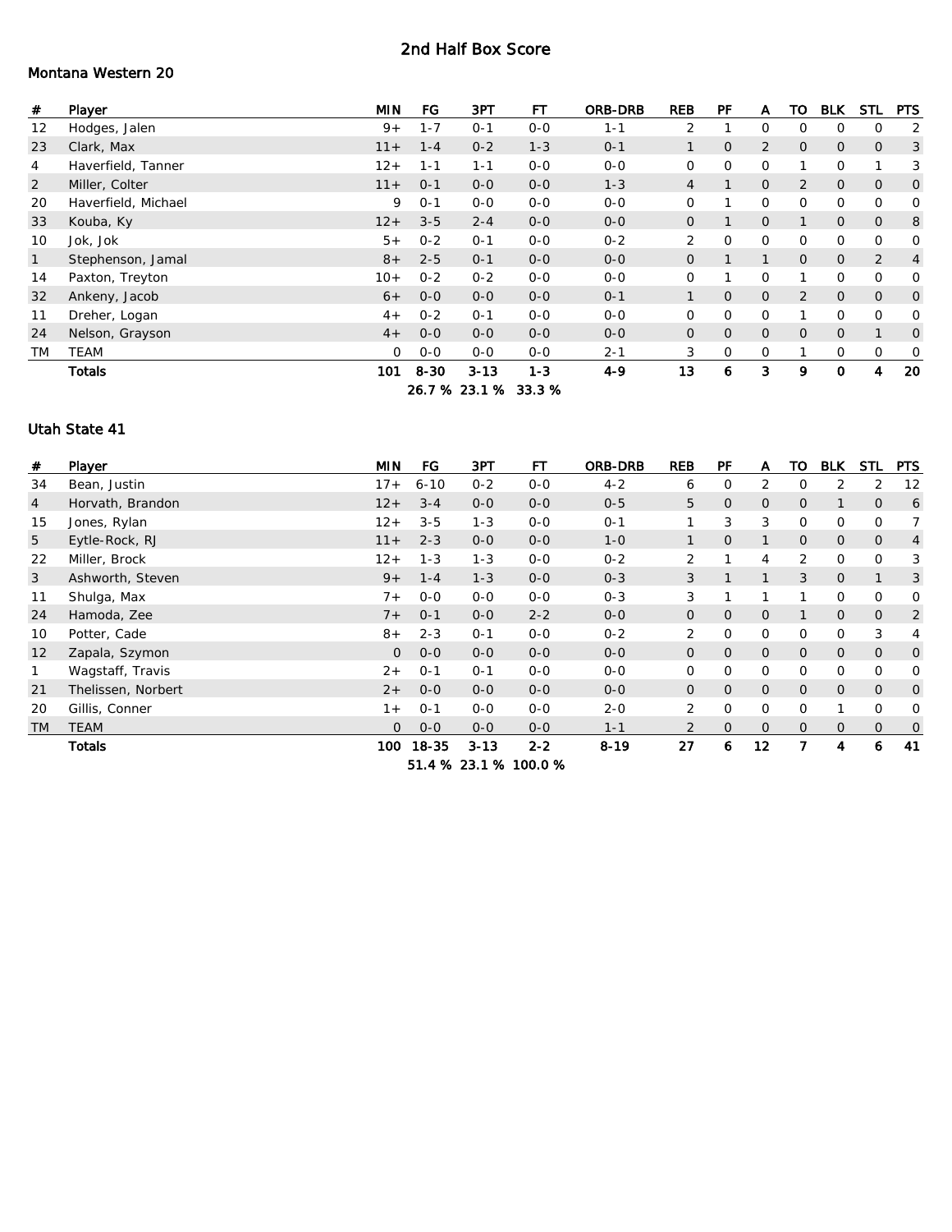# 2nd Half Box Score

## Montana Western 20

| # | Player | MIN | FG | 3PT | FT | ORB-DRB | REB | PF | A | TO | BLK | STL | PTS |
|---|---|---|---|---|---|---|---|---|---|---|---|---|---|
| 12 | Hodges, Jalen | 9+ | 1-7 | 0-1 | 0-0 | 1-1 | 2 | 1 | 0 | 0 | 0 | 0 | 2 |
| 23 | Clark, Max | 11+ | 1-4 | 0-2 | 1-3 | 0-1 | 1 | 0 | 2 | 0 | 0 | 0 | 3 |
| 4 | Haverfield, Tanner | 12+ | 1-1 | 1-1 | 0-0 | 0-0 | 0 | 0 | 0 | 1 | 0 | 1 | 3 |
| 2 | Miller, Colter | 11+ | 0-1 | 0-0 | 0-0 | 1-3 | 4 | 1 | 0 | 2 | 0 | 0 | 0 |
| 20 | Haverfield, Michael | 9 | 0-1 | 0-0 | 0-0 | 0-0 | 0 | 1 | 0 | 0 | 0 | 0 | 0 |
| 33 | Kouba, Ky | 12+ | 3-5 | 2-4 | 0-0 | 0-0 | 0 | 1 | 0 | 1 | 0 | 0 | 8 |
| 10 | Jok, Jok | 5+ | 0-2 | 0-1 | 0-0 | 0-2 | 2 | 0 | 0 | 0 | 0 | 0 | 0 |
| 1 | Stephenson, Jamal | 8+ | 2-5 | 0-1 | 0-0 | 0-0 | 0 | 1 | 1 | 0 | 0 | 2 | 4 |
| 14 | Paxton, Treyton | 10+ | 0-2 | 0-2 | 0-0 | 0-0 | 0 | 1 | 0 | 1 | 0 | 0 | 0 |
| 32 | Ankeny, Jacob | 6+ | 0-0 | 0-0 | 0-0 | 0-1 | 1 | 0 | 0 | 2 | 0 | 0 | 0 |
| 11 | Dreher, Logan | 4+ | 0-2 | 0-1 | 0-0 | 0-0 | 0 | 0 | 0 | 1 | 0 | 0 | 0 |
| 24 | Nelson, Grayson | 4+ | 0-0 | 0-0 | 0-0 | 0-0 | 0 | 0 | 0 | 0 | 0 | 1 | 0 |
| TM | TEAM | 0 | 0-0 | 0-0 | 0-0 | 2-1 | 3 | 0 | 0 | 1 | 0 | 0 | 0 |
| | **Totals** | **101** | **8-30** | **3-13** | **1-3** | **4-9** | **13** | **6** | **3** | **9** | **0** | **4** | **20** |
| | | | **26.7 %** | **23.1 %** | **33.3 %** | | | | | | | | |

## Utah State 41

| # | Player | MIN | FG | 3PT | FT | ORB-DRB | REB | PF | A | TO | BLK | STL | PTS |
|---|---|---|---|---|---|---|---|---|---|---|---|---|---|
| 34 | Bean, Justin | 17+ | 6-10 | 0-2 | 0-0 | 4-2 | 6 | 0 | 2 | 0 | 2 | 2 | 12 |
| 4 | Horvath, Brandon | 12+ | 3-4 | 0-0 | 0-0 | 0-5 | 5 | 0 | 0 | 0 | 1 | 0 | 6 |
| 15 | Jones, Rylan | 12+ | 3-5 | 1-3 | 0-0 | 0-1 | 1 | 3 | 3 | 0 | 0 | 0 | 7 |
| 5 | Eytle-Rock, RJ | 11+ | 2-3 | 0-0 | 0-0 | 1-0 | 1 | 0 | 1 | 0 | 0 | 0 | 4 |
| 22 | Miller, Brock | 12+ | 1-3 | 1-3 | 0-0 | 0-2 | 2 | 1 | 4 | 2 | 0 | 0 | 3 |
| 3 | Ashworth, Steven | 9+ | 1-4 | 1-3 | 0-0 | 0-3 | 3 | 1 | 1 | 3 | 0 | 1 | 3 |
| 11 | Shulga, Max | 7+ | 0-0 | 0-0 | 0-0 | 0-3 | 3 | 1 | 1 | 1 | 0 | 0 | 0 |
| 24 | Hamoda, Zee | 7+ | 0-1 | 0-0 | 2-2 | 0-0 | 0 | 0 | 0 | 1 | 0 | 0 | 2 |
| 10 | Potter, Cade | 8+ | 2-3 | 0-1 | 0-0 | 0-2 | 2 | 0 | 0 | 0 | 0 | 3 | 4 |
| 12 | Zapala, Szymon | 0 | 0-0 | 0-0 | 0-0 | 0-0 | 0 | 0 | 0 | 0 | 0 | 0 | 0 |
| 1 | Wagstaff, Travis | 2+ | 0-1 | 0-1 | 0-0 | 0-0 | 0 | 0 | 0 | 0 | 0 | 0 | 0 |
| 21 | Thelissen, Norbert | 2+ | 0-0 | 0-0 | 0-0 | 0-0 | 0 | 0 | 0 | 0 | 0 | 0 | 0 |
| 20 | Gillis, Conner | 1+ | 0-1 | 0-0 | 0-0 | 2-0 | 2 | 0 | 0 | 0 | 1 | 0 | 0 |
| TM | TEAM | 0 | 0-0 | 0-0 | 0-0 | 1-1 | 2 | 0 | 0 | 0 | 0 | 0 | 0 |
| | **Totals** | **100** | **18-35** | **3-13** | **2-2** | **8-19** | **27** | **6** | **12** | **7** | **4** | **6** | **41** |
| | | | **51.4 %** | **23.1 %** | **100.0 %** | | | | | | | | |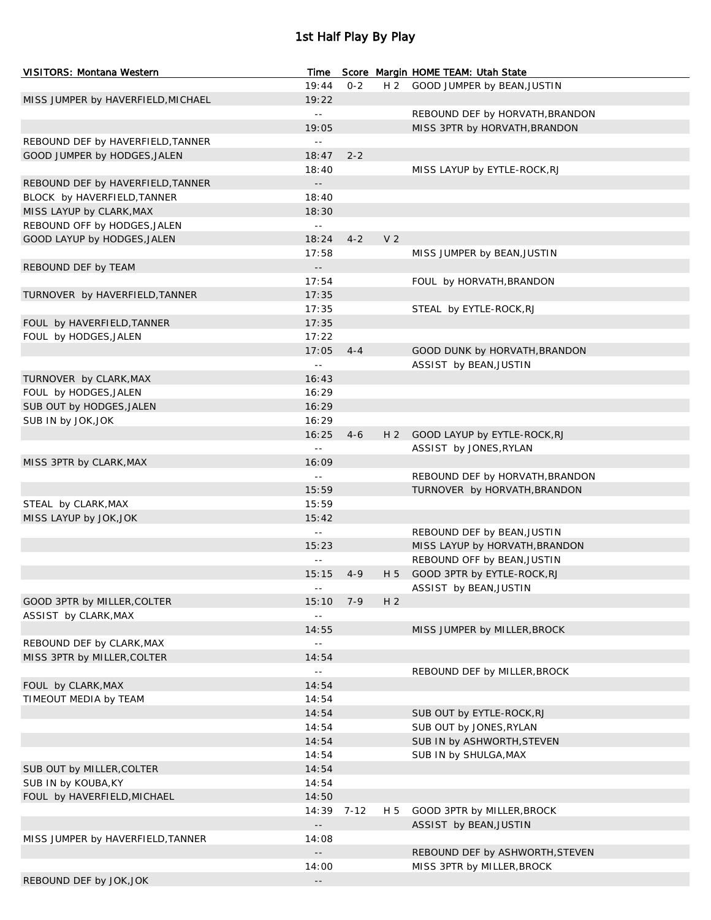# 1st Half Play By Play

| VISITORS: Montana Western | Time | Score | Margin | HOME TEAM: Utah State |
|---|---|---|---|---|
| | 19:44 | 0-2 | H 2 | GOOD JUMPER by BEAN,JUSTIN |
| MISS JUMPER by HAVERFIELD,MICHAEL | 19:22 | | | |
| | -- | | | REBOUND DEF by HORVATH,BRANDON |
| | 19:05 | | | MISS 3PTR by HORVATH,BRANDON |
| REBOUND DEF by HAVERFIELD,TANNER | -- | | | |
| GOOD JUMPER by HODGES,JALEN | 18:47 | 2-2 | | |
| | 18:40 | | | MISS LAYUP by EYTLE-ROCK,RJ |
| REBOUND DEF by HAVERFIELD,TANNER | -- | | | |
| BLOCK by HAVERFIELD,TANNER | 18:40 | | | |
| MISS LAYUP by CLARK,MAX | 18:30 | | | |
| REBOUND OFF by HODGES,JALEN | -- | | | |
| GOOD LAYUP by HODGES,JALEN | 18:24 | 4-2 | V 2 | |
| | 17:58 | | | MISS JUMPER by BEAN,JUSTIN |
| REBOUND DEF by TEAM | -- | | | |
| | 17:54 | | | FOUL by HORVATH,BRANDON |
| TURNOVER by HAVERFIELD,TANNER | 17:35 | | | |
| | 17:35 | | | STEAL by EYTLE-ROCK,RJ |
| FOUL by HAVERFIELD,TANNER | 17:35 | | | |
| FOUL by HODGES,JALEN | 17:22 | | | |
| | 17:05 | 4-4 | | GOOD DUNK by HORVATH,BRANDON |
| | -- | | | ASSIST by BEAN,JUSTIN |
| TURNOVER by CLARK,MAX | 16:43 | | | |
| FOUL by HODGES,JALEN | 16:29 | | | |
| SUB OUT by HODGES,JALEN | 16:29 | | | |
| SUB IN by JOK,JOK | 16:29 | | | |
| | 16:25 | 4-6 | H 2 | GOOD LAYUP by EYTLE-ROCK,RJ |
| | -- | | | ASSIST by JONES,RYLAN |
| MISS 3PTR by CLARK,MAX | 16:09 | | | |
| | -- | | | REBOUND DEF by HORVATH,BRANDON |
| | 15:59 | | | TURNOVER by HORVATH,BRANDON |
| STEAL by CLARK,MAX | 15:59 | | | |
| MISS LAYUP by JOK,JOK | 15:42 | | | |
| | -- | | | REBOUND DEF by BEAN,JUSTIN |
| | 15:23 | | | MISS LAYUP by HORVATH,BRANDON |
| | -- | | | REBOUND OFF by BEAN,JUSTIN |
| | 15:15 | 4-9 | H 5 | GOOD 3PTR by EYTLE-ROCK,RJ |
| | -- | | | ASSIST by BEAN,JUSTIN |
| GOOD 3PTR by MILLER,COLTER | 15:10 | 7-9 | H 2 | |
| ASSIST by CLARK,MAX | -- | | | |
| | 14:55 | | | MISS JUMPER by MILLER,BROCK |
| REBOUND DEF by CLARK,MAX | -- | | | |
| MISS 3PTR by MILLER,COLTER | 14:54 | | | |
| | -- | | | REBOUND DEF by MILLER,BROCK |
| FOUL by CLARK,MAX | 14:54 | | | |
| TIMEOUT MEDIA by TEAM | 14:54 | | | |
| | 14:54 | | | SUB OUT by EYTLE-ROCK,RJ |
| | 14:54 | | | SUB OUT by JONES,RYLAN |
| | 14:54 | | | SUB IN by ASHWORTH,STEVEN |
| | 14:54 | | | SUB IN by SHULGA,MAX |
| SUB OUT by MILLER,COLTER | 14:54 | | | |
| SUB IN by KOUBA,KY | 14:54 | | | |
| FOUL by HAVERFIELD,MICHAEL | 14:50 | | | |
| | 14:39 | 7-12 | H 5 | GOOD 3PTR by MILLER,BROCK |
| | -- | | | ASSIST by BEAN,JUSTIN |
| MISS JUMPER by HAVERFIELD,TANNER | 14:08 | | | |
| | -- | | | REBOUND DEF by ASHWORTH,STEVEN |
| | 14:00 | | | MISS 3PTR by MILLER,BROCK |
| REBOUND DEF by JOK,JOK | -- | | | |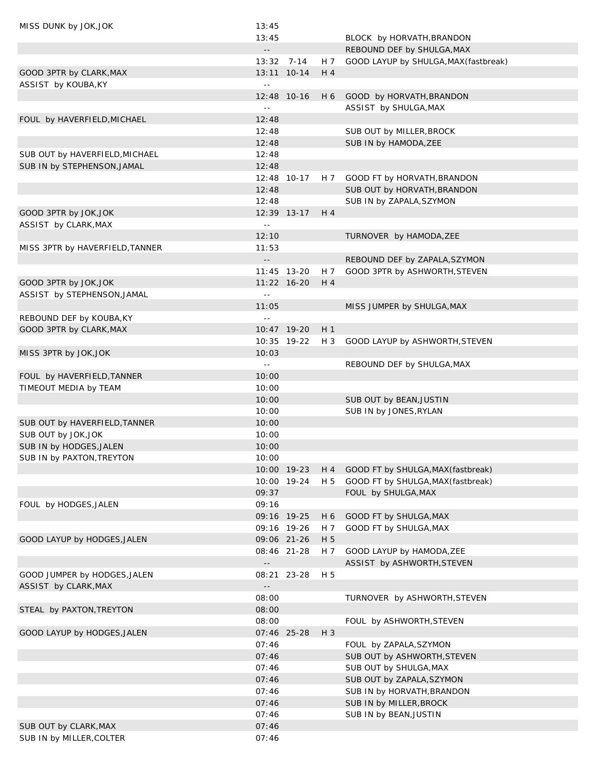| | | | | |
|---|---|---|---|---|
| MISS DUNK by JOK,JOK | 13:45 | | | |
| | 13:45 | | | BLOCK by HORVATH,BRANDON |
| | -- | | | REBOUND DEF by SHULGA,MAX |
| | 13:32 | 7-14 | H 7 | GOOD LAYUP by SHULGA,MAX(fastbreak) |
| GOOD 3PTR by CLARK,MAX | 13:11 | 10-14 | H 4 | |
| ASSIST by KOUBA,KY | -- | | | |
| | 12:48 | 10-16 | H 6 | GOOD by HORVATH,BRANDON |
| | -- | | | ASSIST by SHULGA,MAX |
| FOUL by HAVERFIELD,MICHAEL | 12:48 | | | |
| | 12:48 | | | SUB OUT by MILLER,BROCK |
| | 12:48 | | | SUB IN by HAMODA,ZEE |
| SUB OUT by HAVERFIELD,MICHAEL | 12:48 | | | |
| SUB IN by STEPHENSON,JAMAL | 12:48 | | | |
| | 12:48 | 10-17 | H 7 | GOOD FT by HORVATH,BRANDON |
| | 12:48 | | | SUB OUT by HORVATH,BRANDON |
| | 12:48 | | | SUB IN by ZAPALA,SZYMON |
| GOOD 3PTR by JOK,JOK | 12:39 | 13-17 | H 4 | |
| ASSIST by CLARK,MAX | -- | | | |
| | 12:10 | | | TURNOVER by HAMODA,ZEE |
| MISS 3PTR by HAVERFIELD,TANNER | 11:53 | | | |
| | -- | | | REBOUND DEF by ZAPALA,SZYMON |
| | 11:45 | 13-20 | H 7 | GOOD 3PTR by ASHWORTH,STEVEN |
| GOOD 3PTR by JOK,JOK | 11:22 | 16-20 | H 4 | |
| ASSIST by STEPHENSON,JAMAL | -- | | | |
| | 11:05 | | | MISS JUMPER by SHULGA,MAX |
| REBOUND DEF by KOUBA,KY | -- | | | |
| GOOD 3PTR by CLARK,MAX | 10:47 | 19-20 | H 1 | |
| | 10:35 | 19-22 | H 3 | GOOD LAYUP by ASHWORTH,STEVEN |
| MISS 3PTR by JOK,JOK | 10:03 | | | |
| | -- | | | REBOUND DEF by SHULGA,MAX |
| FOUL by HAVERFIELD,TANNER | 10:00 | | | |
| TIMEOUT MEDIA by TEAM | 10:00 | | | |
| | 10:00 | | | SUB OUT by BEAN,JUSTIN |
| | 10:00 | | | SUB IN by JONES,RYLAN |
| SUB OUT by HAVERFIELD,TANNER | 10:00 | | | |
| SUB OUT by JOK,JOK | 10:00 | | | |
| SUB IN by HODGES,JALEN | 10:00 | | | |
| SUB IN by PAXTON,TREYTON | 10:00 | | | |
| | 10:00 | 19-23 | H 4 | GOOD FT by SHULGA,MAX(fastbreak) |
| | 10:00 | 19-24 | H 5 | GOOD FT by SHULGA,MAX(fastbreak) |
| | 09:37 | | | FOUL by SHULGA,MAX |
| FOUL by HODGES,JALEN | 09:16 | | | |
| | 09:16 | 19-25 | H 6 | GOOD FT by SHULGA,MAX |
| | 09:16 | 19-26 | H 7 | GOOD FT by SHULGA,MAX |
| GOOD LAYUP by HODGES,JALEN | 09:06 | 21-26 | H 5 | |
| | 08:46 | 21-28 | H 7 | GOOD LAYUP by HAMODA,ZEE |
| | -- | | | ASSIST by ASHWORTH,STEVEN |
| GOOD JUMPER by HODGES,JALEN | 08:21 | 23-28 | H 5 | |
| ASSIST by CLARK,MAX | -- | | | |
| | 08:00 | | | TURNOVER by ASHWORTH,STEVEN |
| STEAL by PAXTON,TREYTON | 08:00 | | | |
| | 08:00 | | | FOUL by ASHWORTH,STEVEN |
| GOOD LAYUP by HODGES,JALEN | 07:46 | 25-28 | H 3 | |
| | 07:46 | | | FOUL by ZAPALA,SZYMON |
| | 07:46 | | | SUB OUT by ASHWORTH,STEVEN |
| | 07:46 | | | SUB OUT by SHULGA,MAX |
| | 07:46 | | | SUB OUT by ZAPALA,SZYMON |
| | 07:46 | | | SUB IN by HORVATH,BRANDON |
| | 07:46 | | | SUB IN by MILLER,BROCK |
| | 07:46 | | | SUB IN by BEAN,JUSTIN |
| SUB OUT by CLARK,MAX | 07:46 | | | |
| SUB IN by MILLER,COLTER | 07:46 | | | |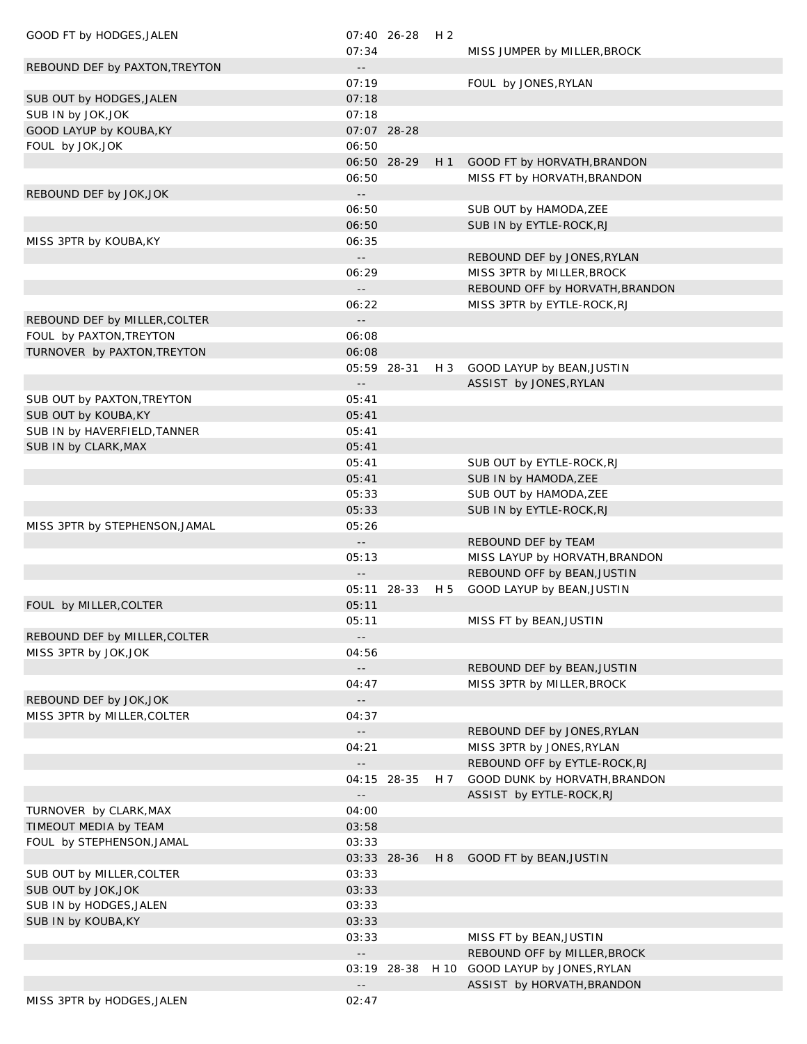| | | | | |
|---|---|---|---|---|
| GOOD FT by HODGES,JALEN | 07:40 | 26-28 | H 2 | |
| | 07:34 | | | MISS JUMPER by MILLER,BROCK |
| REBOUND DEF by PAXTON,TREYTON | -- | | | |
| | 07:19 | | | FOUL by JONES,RYLAN |
| SUB OUT by HODGES,JALEN | 07:18 | | | |
| SUB IN by JOK,JOK | 07:18 | | | |
| GOOD LAYUP by KOUBA,KY | 07:07 | 28-28 | | |
| FOUL by JOK,JOK | 06:50 | | | |
| | 06:50 | 28-29 | H 1 | GOOD FT by HORVATH,BRANDON |
| | 06:50 | | | MISS FT by HORVATH,BRANDON |
| REBOUND DEF by JOK,JOK | -- | | | |
| | 06:50 | | | SUB OUT by HAMODA,ZEE |
| | 06:50 | | | SUB IN by EYTLE-ROCK,RJ |
| MISS 3PTR by KOUBA,KY | 06:35 | | | |
| | -- | | | REBOUND DEF by JONES,RYLAN |
| | 06:29 | | | MISS 3PTR by MILLER,BROCK |
| | -- | | | REBOUND OFF by HORVATH,BRANDON |
| | 06:22 | | | MISS 3PTR by EYTLE-ROCK,RJ |
| REBOUND DEF by MILLER,COLTER | -- | | | |
| FOUL by PAXTON,TREYTON | 06:08 | | | |
| TURNOVER by PAXTON,TREYTON | 06:08 | | | |
| | 05:59 | 28-31 | H 3 | GOOD LAYUP by BEAN,JUSTIN |
| | -- | | | ASSIST by JONES,RYLAN |
| SUB OUT by PAXTON,TREYTON | 05:41 | | | |
| SUB OUT by KOUBA,KY | 05:41 | | | |
| SUB IN by HAVERFIELD,TANNER | 05:41 | | | |
| SUB IN by CLARK,MAX | 05:41 | | | |
| | 05:41 | | | SUB OUT by EYTLE-ROCK,RJ |
| | 05:41 | | | SUB IN by HAMODA,ZEE |
| | 05:33 | | | SUB OUT by HAMODA,ZEE |
| | 05:33 | | | SUB IN by EYTLE-ROCK,RJ |
| MISS 3PTR by STEPHENSON,JAMAL | 05:26 | | | |
| | -- | | | REBOUND DEF by TEAM |
| | 05:13 | | | MISS LAYUP by HORVATH,BRANDON |
| | -- | | | REBOUND OFF by BEAN,JUSTIN |
| | 05:11 | 28-33 | H 5 | GOOD LAYUP by BEAN,JUSTIN |
| FOUL by MILLER,COLTER | 05:11 | | | |
| | 05:11 | | | MISS FT by BEAN,JUSTIN |
| REBOUND DEF by MILLER,COLTER | -- | | | |
| MISS 3PTR by JOK,JOK | 04:56 | | | |
| | -- | | | REBOUND DEF by BEAN,JUSTIN |
| | 04:47 | | | MISS 3PTR by MILLER,BROCK |
| REBOUND DEF by JOK,JOK | -- | | | |
| MISS 3PTR by MILLER,COLTER | 04:37 | | | |
| | -- | | | REBOUND DEF by JONES,RYLAN |
| | 04:21 | | | MISS 3PTR by JONES,RYLAN |
| | -- | | | REBOUND OFF by EYTLE-ROCK,RJ |
| | 04:15 | 28-35 | H 7 | GOOD DUNK by HORVATH,BRANDON |
| | -- | | | ASSIST by EYTLE-ROCK,RJ |
| TURNOVER by CLARK,MAX | 04:00 | | | |
| TIMEOUT MEDIA by TEAM | 03:58 | | | |
| FOUL by STEPHENSON,JAMAL | 03:33 | | | |
| | 03:33 | 28-36 | H 8 | GOOD FT by BEAN,JUSTIN |
| SUB OUT by MILLER,COLTER | 03:33 | | | |
| SUB OUT by JOK,JOK | 03:33 | | | |
| SUB IN by HODGES,JALEN | 03:33 | | | |
| SUB IN by KOUBA,KY | 03:33 | | | |
| | 03:33 | | | MISS FT by BEAN,JUSTIN |
| | -- | | | REBOUND OFF by MILLER,BROCK |
| | 03:19 | 28-38 | H 10 | GOOD LAYUP by JONES,RYLAN |
| | -- | | | ASSIST by HORVATH,BRANDON |
| MISS 3PTR by HODGES,JALEN | 02:47 | | | |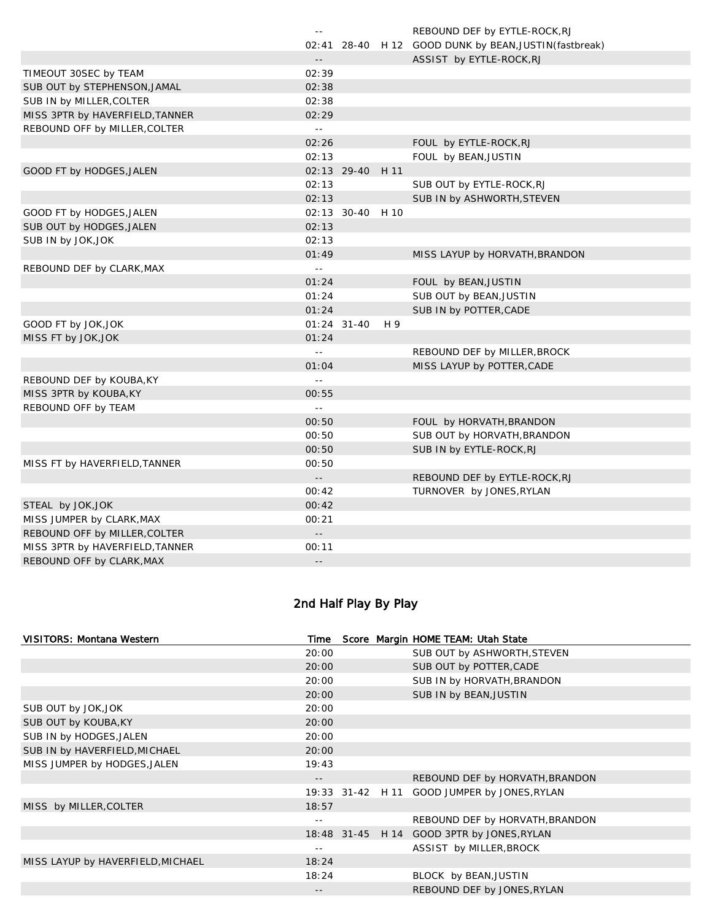| | Time | Score | Margin | |
|---|---|---|---|---|
| | -- | | | REBOUND DEF by EYTLE-ROCK,RJ |
| | 02:41 | 28-40 | H 12 | GOOD DUNK by BEAN,JUSTIN(fastbreak) |
| | -- | | | ASSIST by EYTLE-ROCK,RJ |
| TIMEOUT 30SEC by TEAM | 02:39 | | | |
| SUB OUT by STEPHENSON,JAMAL | 02:38 | | | |
| SUB IN by MILLER,COLTER | 02:38 | | | |
| MISS 3PTR by HAVERFIELD,TANNER | 02:29 | | | |
| REBOUND OFF by MILLER,COLTER | -- | | | |
| | 02:26 | | | FOUL by EYTLE-ROCK,RJ |
| | 02:13 | | | FOUL by BEAN,JUSTIN |
| GOOD FT by HODGES,JALEN | 02:13 | 29-40 | H 11 | |
| | 02:13 | | | SUB OUT by EYTLE-ROCK,RJ |
| | 02:13 | | | SUB IN by ASHWORTH,STEVEN |
| GOOD FT by HODGES,JALEN | 02:13 | 30-40 | H 10 | |
| SUB OUT by HODGES,JALEN | 02:13 | | | |
| SUB IN by JOK,JOK | 02:13 | | | |
| | 01:49 | | | MISS LAYUP by HORVATH,BRANDON |
| REBOUND DEF by CLARK,MAX | -- | | | |
| | 01:24 | | | FOUL by BEAN,JUSTIN |
| | 01:24 | | | SUB OUT by BEAN,JUSTIN |
| | 01:24 | | | SUB IN by POTTER,CADE |
| GOOD FT by JOK,JOK | 01:24 | 31-40 | H 9 | |
| MISS FT by JOK,JOK | 01:24 | | | |
| | -- | | | REBOUND DEF by MILLER,BROCK |
| | 01:04 | | | MISS LAYUP by POTTER,CADE |
| REBOUND DEF by KOUBA,KY | -- | | | |
| MISS 3PTR by KOUBA,KY | 00:55 | | | |
| REBOUND OFF by TEAM | -- | | | |
| | 00:50 | | | FOUL by HORVATH,BRANDON |
| | 00:50 | | | SUB OUT by HORVATH,BRANDON |
| | 00:50 | | | SUB IN by EYTLE-ROCK,RJ |
| MISS FT by HAVERFIELD,TANNER | 00:50 | | | |
| | -- | | | REBOUND DEF by EYTLE-ROCK,RJ |
| | 00:42 | | | TURNOVER by JONES,RYLAN |
| STEAL by JOK,JOK | 00:42 | | | |
| MISS JUMPER by CLARK,MAX | 00:21 | | | |
| REBOUND OFF by MILLER,COLTER | -- | | | |
| MISS 3PTR by HAVERFIELD,TANNER | 00:11 | | | |
| REBOUND OFF by CLARK,MAX | -- | | | |

## 2nd Half Play By Play

| VISITORS: Montana Western | Time | Score | Margin | HOME TEAM: Utah State |
|---|---|---|---|---|
| | 20:00 | | | SUB OUT by ASHWORTH,STEVEN |
| | 20:00 | | | SUB OUT by POTTER,CADE |
| | 20:00 | | | SUB IN by HORVATH,BRANDON |
| | 20:00 | | | SUB IN by BEAN,JUSTIN |
| SUB OUT by JOK,JOK | 20:00 | | | |
| SUB OUT by KOUBA,KY | 20:00 | | | |
| SUB IN by HODGES,JALEN | 20:00 | | | |
| SUB IN by HAVERFIELD,MICHAEL | 20:00 | | | |
| MISS JUMPER by HODGES,JALEN | 19:43 | | | |
| | -- | | | REBOUND DEF by HORVATH,BRANDON |
| | 19:33 | 31-42 | H 11 | GOOD JUMPER by JONES,RYLAN |
| MISS by MILLER,COLTER | 18:57 | | | |
| | -- | | | REBOUND DEF by HORVATH,BRANDON |
| | 18:48 | 31-45 | H 14 | GOOD 3PTR by JONES,RYLAN |
| | -- | | | ASSIST by MILLER,BROCK |
| MISS LAYUP by HAVERFIELD,MICHAEL | 18:24 | | | |
| | 18:24 | | | BLOCK by BEAN,JUSTIN |
| | -- | | | REBOUND DEF by JONES,RYLAN |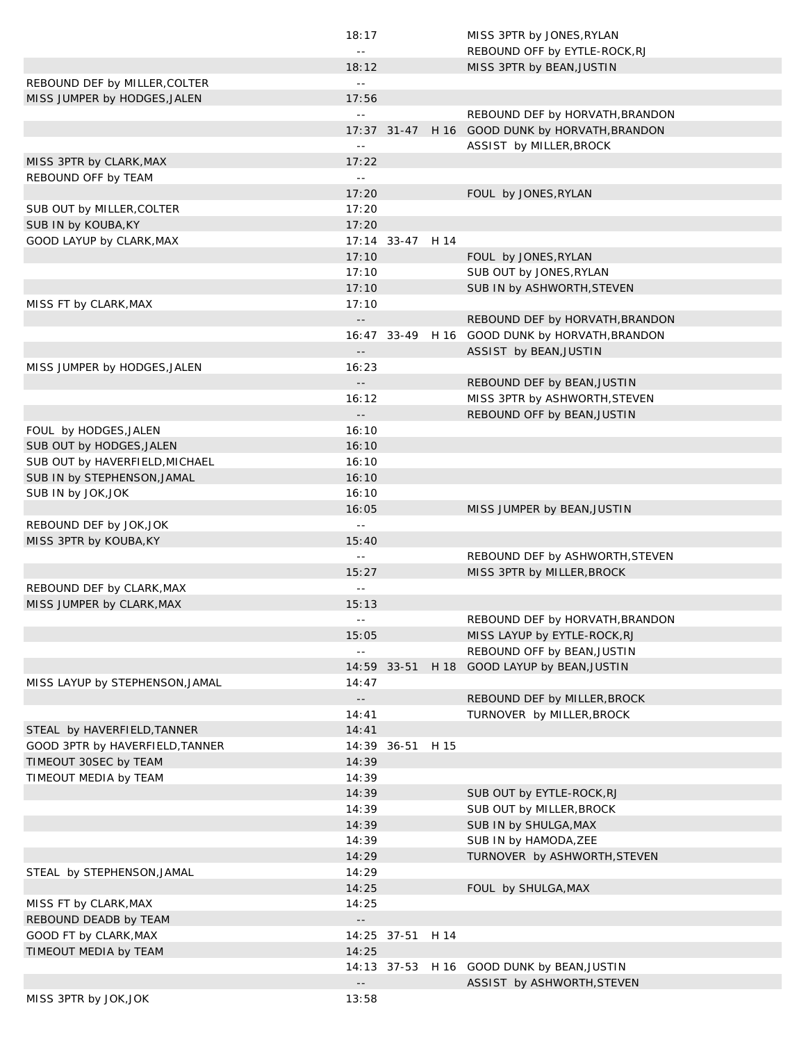| | Time | Score | Lead | |
|---|---|---|---|---|
| | 18:17 | | | MISS 3PTR by JONES,RYLAN |
| | -- | | | REBOUND OFF by EYTLE-ROCK,RJ |
| | 18:12 | | | MISS 3PTR by BEAN,JUSTIN |
| REBOUND DEF by MILLER,COLTER | -- | | | |
| MISS JUMPER by HODGES,JALEN | 17:56 | | | |
| | -- | | | REBOUND DEF by HORVATH,BRANDON |
| | 17:37 | 31-47 | H 16 | GOOD DUNK by HORVATH,BRANDON |
| | -- | | | ASSIST by MILLER,BROCK |
| MISS 3PTR by CLARK,MAX | 17:22 | | | |
| REBOUND OFF by TEAM | -- | | | |
| | 17:20 | | | FOUL by JONES,RYLAN |
| SUB OUT by MILLER,COLTER | 17:20 | | | |
| SUB IN by KOUBA,KY | 17:20 | | | |
| GOOD LAYUP by CLARK,MAX | 17:14 | 33-47 | H 14 | |
| | 17:10 | | | FOUL by JONES,RYLAN |
| | 17:10 | | | SUB OUT by JONES,RYLAN |
| | 17:10 | | | SUB IN by ASHWORTH,STEVEN |
| MISS FT by CLARK,MAX | 17:10 | | | |
| | -- | | | REBOUND DEF by HORVATH,BRANDON |
| | 16:47 | 33-49 | H 16 | GOOD DUNK by HORVATH,BRANDON |
| | -- | | | ASSIST by BEAN,JUSTIN |
| MISS JUMPER by HODGES,JALEN | 16:23 | | | |
| | -- | | | REBOUND DEF by BEAN,JUSTIN |
| | 16:12 | | | MISS 3PTR by ASHWORTH,STEVEN |
| | -- | | | REBOUND OFF by BEAN,JUSTIN |
| FOUL by HODGES,JALEN | 16:10 | | | |
| SUB OUT by HODGES,JALEN | 16:10 | | | |
| SUB OUT by HAVERFIELD,MICHAEL | 16:10 | | | |
| SUB IN by STEPHENSON,JAMAL | 16:10 | | | |
| SUB IN by JOK,JOK | 16:10 | | | |
| | 16:05 | | | MISS JUMPER by BEAN,JUSTIN |
| REBOUND DEF by JOK,JOK | -- | | | |
| MISS 3PTR by KOUBA,KY | 15:40 | | | |
| | -- | | | REBOUND DEF by ASHWORTH,STEVEN |
| | 15:27 | | | MISS 3PTR by MILLER,BROCK |
| REBOUND DEF by CLARK,MAX | -- | | | |
| MISS JUMPER by CLARK,MAX | 15:13 | | | |
| | -- | | | REBOUND DEF by HORVATH,BRANDON |
| | 15:05 | | | MISS LAYUP by EYTLE-ROCK,RJ |
| | -- | | | REBOUND OFF by BEAN,JUSTIN |
| | 14:59 | 33-51 | H 18 | GOOD LAYUP by BEAN,JUSTIN |
| MISS LAYUP by STEPHENSON,JAMAL | 14:47 | | | |
| | -- | | | REBOUND DEF by MILLER,BROCK |
| | 14:41 | | | TURNOVER by MILLER,BROCK |
| STEAL by HAVERFIELD,TANNER | 14:41 | | | |
| GOOD 3PTR by HAVERFIELD,TANNER | 14:39 | 36-51 | H 15 | |
| TIMEOUT 30SEC by TEAM | 14:39 | | | |
| TIMEOUT MEDIA by TEAM | 14:39 | | | |
| | 14:39 | | | SUB OUT by EYTLE-ROCK,RJ |
| | 14:39 | | | SUB OUT by MILLER,BROCK |
| | 14:39 | | | SUB IN by SHULGA,MAX |
| | 14:39 | | | SUB IN by HAMODA,ZEE |
| | 14:29 | | | TURNOVER by ASHWORTH,STEVEN |
| STEAL by STEPHENSON,JAMAL | 14:29 | | | |
| | 14:25 | | | FOUL by SHULGA,MAX |
| MISS FT by CLARK,MAX | 14:25 | | | |
| REBOUND DEADB by TEAM | -- | | | |
| GOOD FT by CLARK,MAX | 14:25 | 37-51 | H 14 | |
| TIMEOUT MEDIA by TEAM | 14:25 | | | |
| | 14:13 | 37-53 | H 16 | GOOD DUNK by BEAN,JUSTIN |
| | -- | | | ASSIST by ASHWORTH,STEVEN |
| MISS 3PTR by JOK,JOK | 13:58 | | | |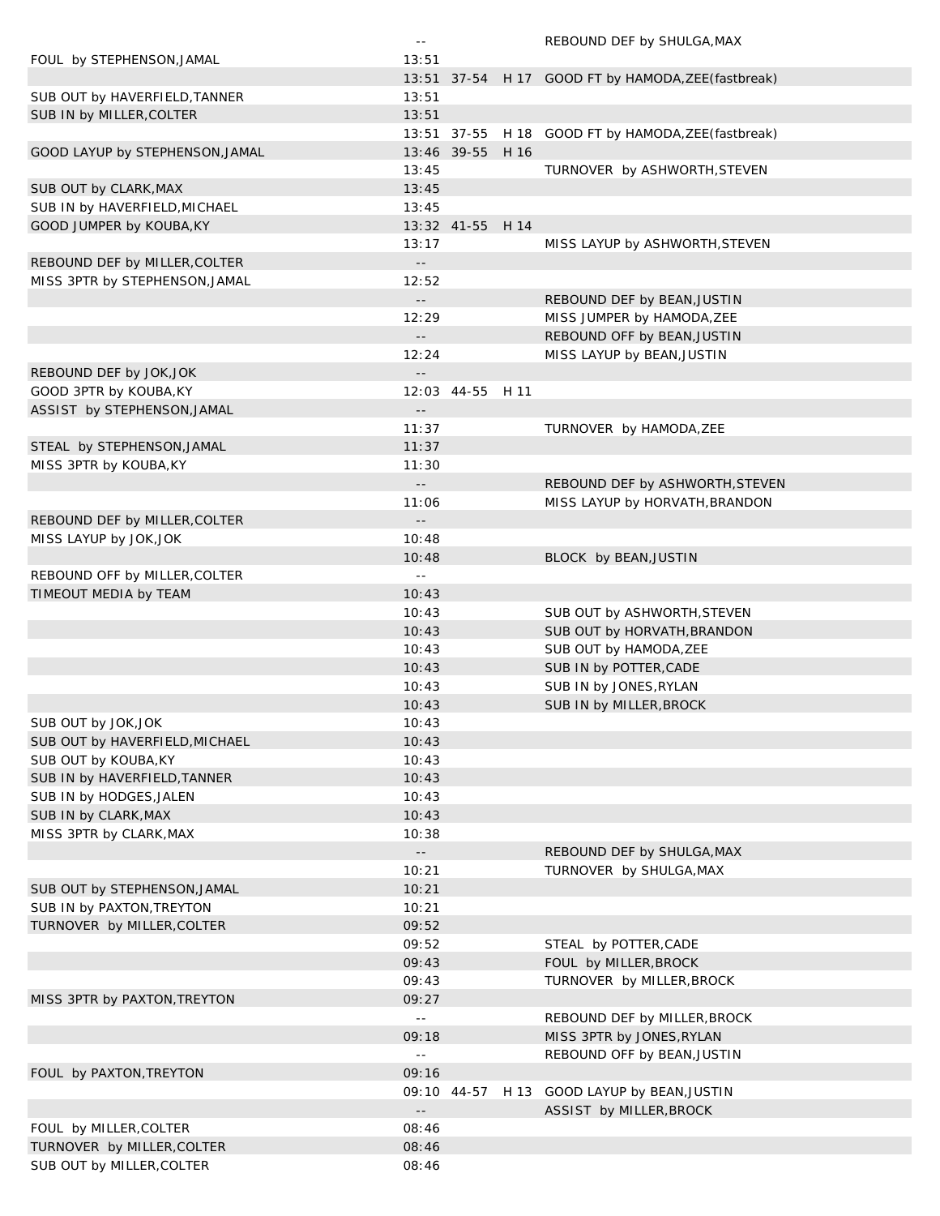| | | | | |
|---|---|---|---|---|
| | -- | | | REBOUND DEF by SHULGA,MAX |
| FOUL by STEPHENSON,JAMAL | 13:51 | | | |
| | 13:51 | 37-54 | H 17 | GOOD FT by HAMODA,ZEE(fastbreak) |
| SUB OUT by HAVERFIELD,TANNER | 13:51 | | | |
| SUB IN by MILLER,COLTER | 13:51 | | | |
| | 13:51 | 37-55 | H 18 | GOOD FT by HAMODA,ZEE(fastbreak) |
| GOOD LAYUP by STEPHENSON,JAMAL | 13:46 | 39-55 | H 16 | |
| | 13:45 | | | TURNOVER by ASHWORTH,STEVEN |
| SUB OUT by CLARK,MAX | 13:45 | | | |
| SUB IN by HAVERFIELD,MICHAEL | 13:45 | | | |
| GOOD JUMPER by KOUBA,KY | 13:32 | 41-55 | H 14 | |
| | 13:17 | | | MISS LAYUP by ASHWORTH,STEVEN |
| REBOUND DEF by MILLER,COLTER | -- | | | |
| MISS 3PTR by STEPHENSON,JAMAL | 12:52 | | | |
| | -- | | | REBOUND DEF by BEAN,JUSTIN |
| | 12:29 | | | MISS JUMPER by HAMODA,ZEE |
| | -- | | | REBOUND OFF by BEAN,JUSTIN |
| | 12:24 | | | MISS LAYUP by BEAN,JUSTIN |
| REBOUND DEF by JOK,JOK | -- | | | |
| GOOD 3PTR by KOUBA,KY | 12:03 | 44-55 | H 11 | |
| ASSIST by STEPHENSON,JAMAL | -- | | | |
| | 11:37 | | | TURNOVER by HAMODA,ZEE |
| STEAL by STEPHENSON,JAMAL | 11:37 | | | |
| MISS 3PTR by KOUBA,KY | 11:30 | | | |
| | -- | | | REBOUND DEF by ASHWORTH,STEVEN |
| | 11:06 | | | MISS LAYUP by HORVATH,BRANDON |
| REBOUND DEF by MILLER,COLTER | -- | | | |
| MISS LAYUP by JOK,JOK | 10:48 | | | |
| | 10:48 | | | BLOCK by BEAN,JUSTIN |
| REBOUND OFF by MILLER,COLTER | -- | | | |
| TIMEOUT MEDIA by TEAM | 10:43 | | | |
| | 10:43 | | | SUB OUT by ASHWORTH,STEVEN |
| | 10:43 | | | SUB OUT by HORVATH,BRANDON |
| | 10:43 | | | SUB OUT by HAMODA,ZEE |
| | 10:43 | | | SUB IN by POTTER,CADE |
| | 10:43 | | | SUB IN by JONES,RYLAN |
| | 10:43 | | | SUB IN by MILLER,BROCK |
| SUB OUT by JOK,JOK | 10:43 | | | |
| SUB OUT by HAVERFIELD,MICHAEL | 10:43 | | | |
| SUB OUT by KOUBA,KY | 10:43 | | | |
| SUB IN by HAVERFIELD,TANNER | 10:43 | | | |
| SUB IN by HODGES,JALEN | 10:43 | | | |
| SUB IN by CLARK,MAX | 10:43 | | | |
| MISS 3PTR by CLARK,MAX | 10:38 | | | |
| | -- | | | REBOUND DEF by SHULGA,MAX |
| | 10:21 | | | TURNOVER by SHULGA,MAX |
| SUB OUT by STEPHENSON,JAMAL | 10:21 | | | |
| SUB IN by PAXTON,TREYTON | 10:21 | | | |
| TURNOVER by MILLER,COLTER | 09:52 | | | |
| | 09:52 | | | STEAL by POTTER,CADE |
| | 09:43 | | | FOUL by MILLER,BROCK |
| | 09:43 | | | TURNOVER by MILLER,BROCK |
| MISS 3PTR by PAXTON,TREYTON | 09:27 | | | |
| | -- | | | REBOUND DEF by MILLER,BROCK |
| | 09:18 | | | MISS 3PTR by JONES,RYLAN |
| | -- | | | REBOUND OFF by BEAN,JUSTIN |
| FOUL by PAXTON,TREYTON | 09:16 | | | |
| | 09:10 | 44-57 | H 13 | GOOD LAYUP by BEAN,JUSTIN |
| | -- | | | ASSIST by MILLER,BROCK |
| FOUL by MILLER,COLTER | 08:46 | | | |
| TURNOVER by MILLER,COLTER | 08:46 | | | |
| SUB OUT by MILLER,COLTER | 08:46 | | | |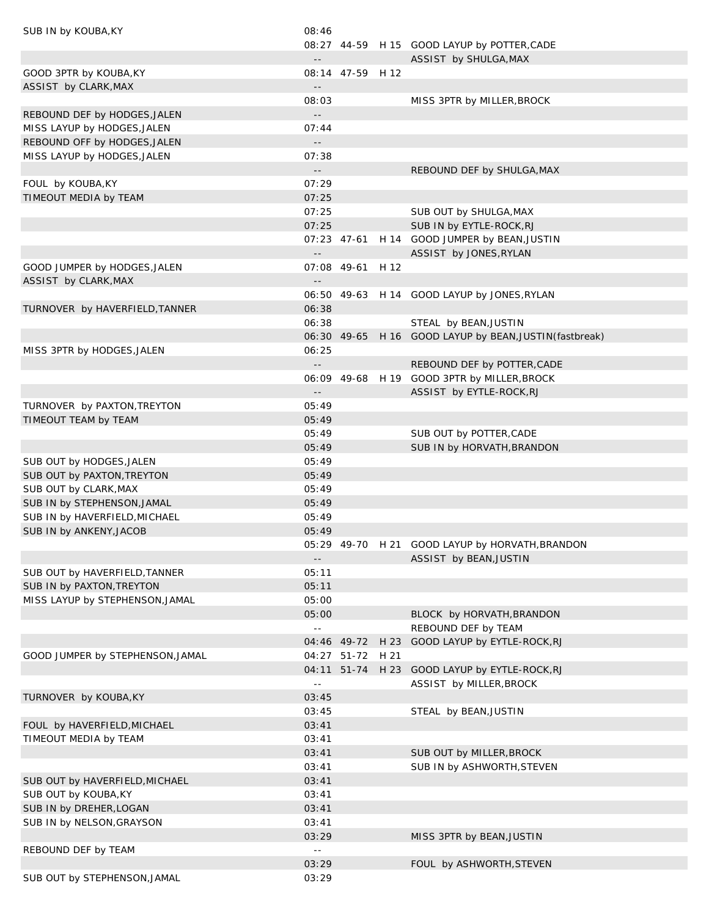| | | | | |
|---|---|---|---|---|
| SUB IN by KOUBA,KY | 08:46 | | | |
| | 08:27 | 44-59 | H 15 | GOOD LAYUP by POTTER,CADE |
| | -- | | | ASSIST by SHULGA,MAX |
| GOOD 3PTR by KOUBA,KY | 08:14 | 47-59 | H 12 | |
| ASSIST by CLARK,MAX | -- | | | |
| | 08:03 | | | MISS 3PTR by MILLER,BROCK |
| REBOUND DEF by HODGES,JALEN | -- | | | |
| MISS LAYUP by HODGES,JALEN | 07:44 | | | |
| REBOUND OFF by HODGES,JALEN | -- | | | |
| MISS LAYUP by HODGES,JALEN | 07:38 | | | |
| | -- | | | REBOUND DEF by SHULGA,MAX |
| FOUL by KOUBA,KY | 07:29 | | | |
| TIMEOUT MEDIA by TEAM | 07:25 | | | |
| | 07:25 | | | SUB OUT by SHULGA,MAX |
| | 07:25 | | | SUB IN by EYTLE-ROCK,RJ |
| | 07:23 | 47-61 | H 14 | GOOD JUMPER by BEAN,JUSTIN |
| | -- | | | ASSIST by JONES,RYLAN |
| GOOD JUMPER by HODGES,JALEN | 07:08 | 49-61 | H 12 | |
| ASSIST by CLARK,MAX | -- | | | |
| | 06:50 | 49-63 | H 14 | GOOD LAYUP by JONES,RYLAN |
| TURNOVER by HAVERFIELD,TANNER | 06:38 | | | |
| | 06:38 | | | STEAL by BEAN,JUSTIN |
| | 06:30 | 49-65 | H 16 | GOOD LAYUP by BEAN,JUSTIN(fastbreak) |
| MISS 3PTR by HODGES,JALEN | 06:25 | | | |
| | -- | | | REBOUND DEF by POTTER,CADE |
| | 06:09 | 49-68 | H 19 | GOOD 3PTR by MILLER,BROCK |
| | -- | | | ASSIST by EYTLE-ROCK,RJ |
| TURNOVER by PAXTON,TREYTON | 05:49 | | | |
| TIMEOUT TEAM by TEAM | 05:49 | | | |
| | 05:49 | | | SUB OUT by POTTER,CADE |
| | 05:49 | | | SUB IN by HORVATH,BRANDON |
| SUB OUT by HODGES,JALEN | 05:49 | | | |
| SUB OUT by PAXTON,TREYTON | 05:49 | | | |
| SUB OUT by CLARK,MAX | 05:49 | | | |
| SUB IN by STEPHENSON,JAMAL | 05:49 | | | |
| SUB IN by HAVERFIELD,MICHAEL | 05:49 | | | |
| SUB IN by ANKENY,JACOB | 05:49 | | | |
| | 05:29 | 49-70 | H 21 | GOOD LAYUP by HORVATH,BRANDON |
| | -- | | | ASSIST by BEAN,JUSTIN |
| SUB OUT by HAVERFIELD,TANNER | 05:11 | | | |
| SUB IN by PAXTON,TREYTON | 05:11 | | | |
| MISS LAYUP by STEPHENSON,JAMAL | 05:00 | | | |
| | 05:00 | | | BLOCK by HORVATH,BRANDON |
| | -- | | | REBOUND DEF by TEAM |
| | 04:46 | 49-72 | H 23 | GOOD LAYUP by EYTLE-ROCK,RJ |
| GOOD JUMPER by STEPHENSON,JAMAL | 04:27 | 51-72 | H 21 | |
| | 04:11 | 51-74 | H 23 | GOOD LAYUP by EYTLE-ROCK,RJ |
| | -- | | | ASSIST by MILLER,BROCK |
| TURNOVER by KOUBA,KY | 03:45 | | | |
| | 03:45 | | | STEAL by BEAN,JUSTIN |
| FOUL by HAVERFIELD,MICHAEL | 03:41 | | | |
| TIMEOUT MEDIA by TEAM | 03:41 | | | |
| | 03:41 | | | SUB OUT by MILLER,BROCK |
| | 03:41 | | | SUB IN by ASHWORTH,STEVEN |
| SUB OUT by HAVERFIELD,MICHAEL | 03:41 | | | |
| SUB OUT by KOUBA,KY | 03:41 | | | |
| SUB IN by DREHER,LOGAN | 03:41 | | | |
| SUB IN by NELSON,GRAYSON | 03:41 | | | |
| | 03:29 | | | MISS 3PTR by BEAN,JUSTIN |
| REBOUND DEF by TEAM | -- | | | |
| | 03:29 | | | FOUL by ASHWORTH,STEVEN |
| SUB OUT by STEPHENSON,JAMAL | 03:29 | | | |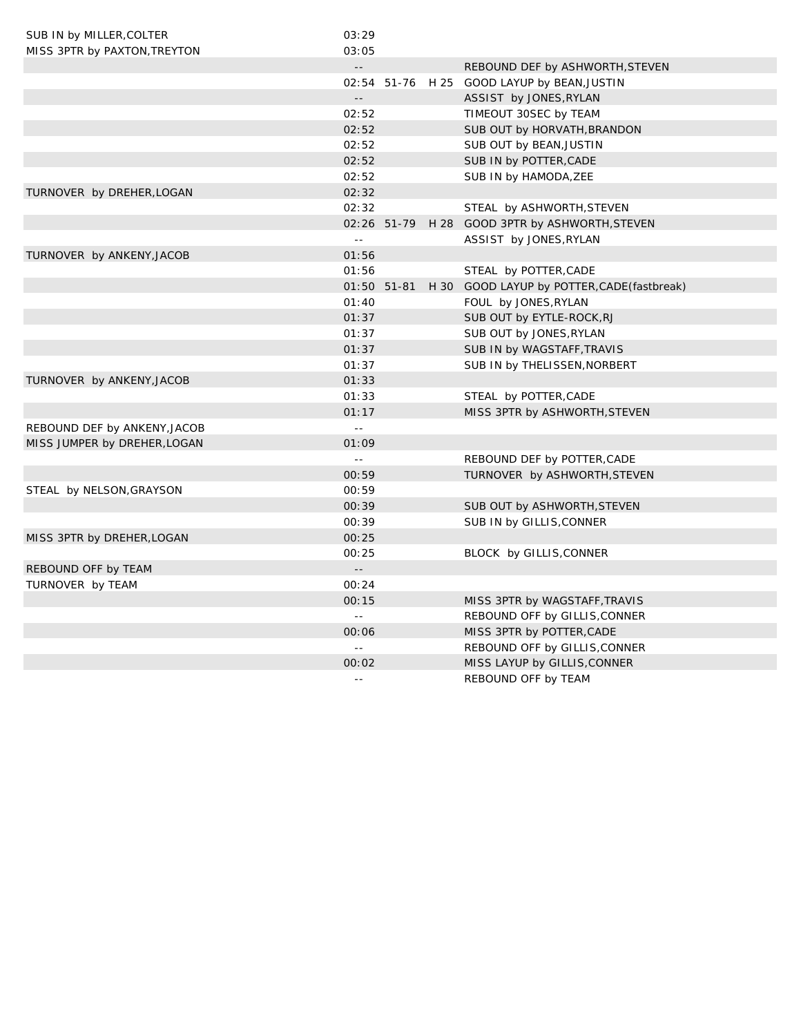| | | | | |
|---|---|---|---|---|
| SUB IN by MILLER,COLTER | 03:29 | | | |
| MISS 3PTR by PAXTON,TREYTON | 03:05 | | | |
| | -- | | | REBOUND DEF by ASHWORTH,STEVEN |
| | 02:54 | 51-76 | H 25 | GOOD LAYUP by BEAN,JUSTIN |
| | -- | | | ASSIST by JONES,RYLAN |
| | 02:52 | | | TIMEOUT 30SEC by TEAM |
| | 02:52 | | | SUB OUT by HORVATH,BRANDON |
| | 02:52 | | | SUB OUT by BEAN,JUSTIN |
| | 02:52 | | | SUB IN by POTTER,CADE |
| | 02:52 | | | SUB IN by HAMODA,ZEE |
| TURNOVER by DREHER,LOGAN | 02:32 | | | |
| | 02:32 | | | STEAL by ASHWORTH,STEVEN |
| | 02:26 | 51-79 | H 28 | GOOD 3PTR by ASHWORTH,STEVEN |
| | -- | | | ASSIST by JONES,RYLAN |
| TURNOVER by ANKENY,JACOB | 01:56 | | | |
| | 01:56 | | | STEAL by POTTER,CADE |
| | 01:50 | 51-81 | H 30 | GOOD LAYUP by POTTER,CADE(fastbreak) |
| | 01:40 | | | FOUL by JONES,RYLAN |
| | 01:37 | | | SUB OUT by EYTLE-ROCK,RJ |
| | 01:37 | | | SUB OUT by JONES,RYLAN |
| | 01:37 | | | SUB IN by WAGSTAFF,TRAVIS |
| | 01:37 | | | SUB IN by THELISSEN,NORBERT |
| TURNOVER by ANKENY,JACOB | 01:33 | | | |
| | 01:33 | | | STEAL by POTTER,CADE |
| | 01:17 | | | MISS 3PTR by ASHWORTH,STEVEN |
| REBOUND DEF by ANKENY,JACOB | -- | | | |
| MISS JUMPER by DREHER,LOGAN | 01:09 | | | |
| | -- | | | REBOUND DEF by POTTER,CADE |
| | 00:59 | | | TURNOVER by ASHWORTH,STEVEN |
| STEAL by NELSON,GRAYSON | 00:59 | | | |
| | 00:39 | | | SUB OUT by ASHWORTH,STEVEN |
| | 00:39 | | | SUB IN by GILLIS,CONNER |
| MISS 3PTR by DREHER,LOGAN | 00:25 | | | |
| | 00:25 | | | BLOCK by GILLIS,CONNER |
| REBOUND OFF by TEAM | -- | | | |
| TURNOVER by TEAM | 00:24 | | | |
| | 00:15 | | | MISS 3PTR by WAGSTAFF,TRAVIS |
| | -- | | | REBOUND OFF by GILLIS,CONNER |
| | 00:06 | | | MISS 3PTR by POTTER,CADE |
| | -- | | | REBOUND OFF by GILLIS,CONNER |
| | 00:02 | | | MISS LAYUP by GILLIS,CONNER |
| | -- | | | REBOUND OFF by TEAM |